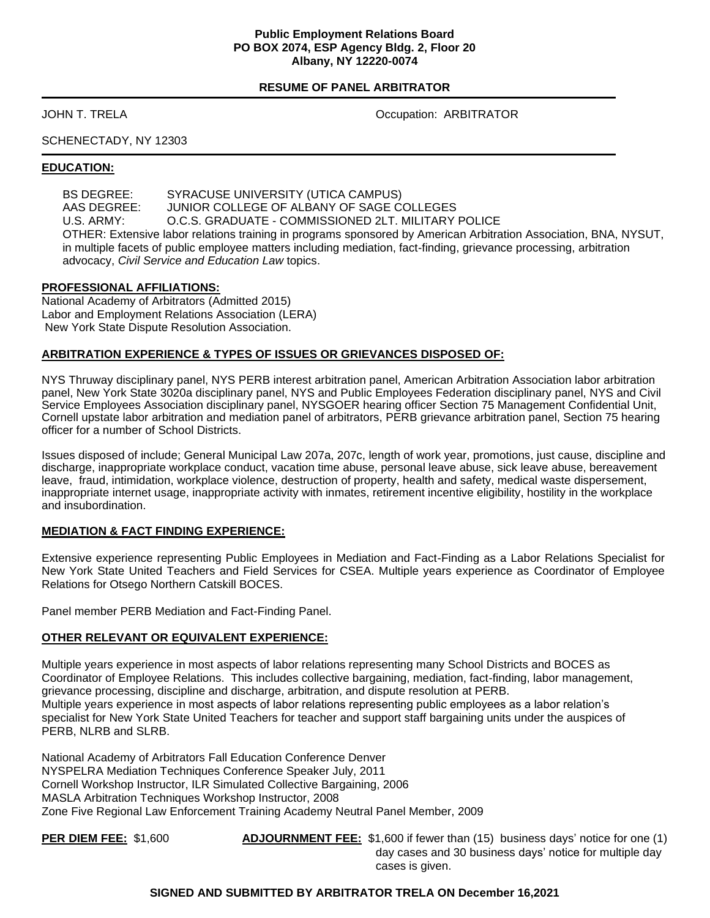**Public Employment Relations Board**
**PO BOX 2074, ESP Agency Bldg. 2, Floor 20**
**Albany, NY 12220-0074**

## RESUME OF PANEL ARBITRATOR

JOHN T. TRELA — Occupation: ARBITRATOR

SCHENECTADY, NY 12303

### EDUCATION:

BS DEGREE: SYRACUSE UNIVERSITY (UTICA CAMPUS)
AAS DEGREE: JUNIOR COLLEGE OF ALBANY OF SAGE COLLEGES
U.S. ARMY: O.C.S. GRADUATE - COMMISSIONED 2LT. MILITARY POLICE
OTHER: Extensive labor relations training in programs sponsored by American Arbitration Association, BNA, NYSUT, in multiple facets of public employee matters including mediation, fact-finding, grievance processing, arbitration advocacy, *Civil Service and Education Law* topics.

### PROFESSIONAL AFFILIATIONS:

National Academy of Arbitrators (Admitted 2015)
Labor and Employment Relations Association (LERA)
New York State Dispute Resolution Association.

### ARBITRATION EXPERIENCE & TYPES OF ISSUES OR GRIEVANCES DISPOSED OF:

NYS Thruway disciplinary panel, NYS PERB interest arbitration panel, American Arbitration Association labor arbitration panel, New York State 3020a disciplinary panel, NYS and Public Employees Federation disciplinary panel, NYS and Civil Service Employees Association disciplinary panel, NYSGOER hearing officer Section 75 Management Confidential Unit, Cornell upstate labor arbitration and mediation panel of arbitrators, PERB grievance arbitration panel, Section 75 hearing officer for a number of School Districts.

Issues disposed of include; General Municipal Law 207a, 207c, length of work year, promotions, just cause, discipline and discharge, inappropriate workplace conduct, vacation time abuse, personal leave abuse, sick leave abuse, bereavement leave, fraud, intimidation, workplace violence, destruction of property, health and safety, medical waste dispersement, inappropriate internet usage, inappropriate activity with inmates, retirement incentive eligibility, hostility in the workplace and insubordination.

### MEDIATION & FACT FINDING EXPERIENCE:

Extensive experience representing Public Employees in Mediation and Fact-Finding as a Labor Relations Specialist for New York State United Teachers and Field Services for CSEA. Multiple years experience as Coordinator of Employee Relations for Otsego Northern Catskill BOCES.

Panel member PERB Mediation and Fact-Finding Panel.

### OTHER RELEVANT OR EQUIVALENT EXPERIENCE:

Multiple years experience in most aspects of labor relations representing many School Districts and BOCES as Coordinator of Employee Relations. This includes collective bargaining, mediation, fact-finding, labor management, grievance processing, discipline and discharge, arbitration, and dispute resolution at PERB.
Multiple years experience in most aspects of labor relations representing public employees as a labor relation's specialist for New York State United Teachers for teacher and support staff bargaining units under the auspices of PERB, NLRB and SLRB.

National Academy of Arbitrators Fall Education Conference Denver
NYSPELRA Mediation Techniques Conference Speaker July, 2011
Cornell Workshop Instructor, ILR Simulated Collective Bargaining, 2006
MASLA Arbitration Techniques Workshop Instructor, 2008
Zone Five Regional Law Enforcement Training Academy Neutral Panel Member, 2009

**PER DIEM FEE:** $1,600

**ADJOURNMENT FEE:** $1,600 if fewer than (15) business days' notice for one (1) day cases and 30 business days' notice for multiple day cases is given.

**SIGNED AND SUBMITTED BY ARBITRATOR TRELA ON December 16,2021**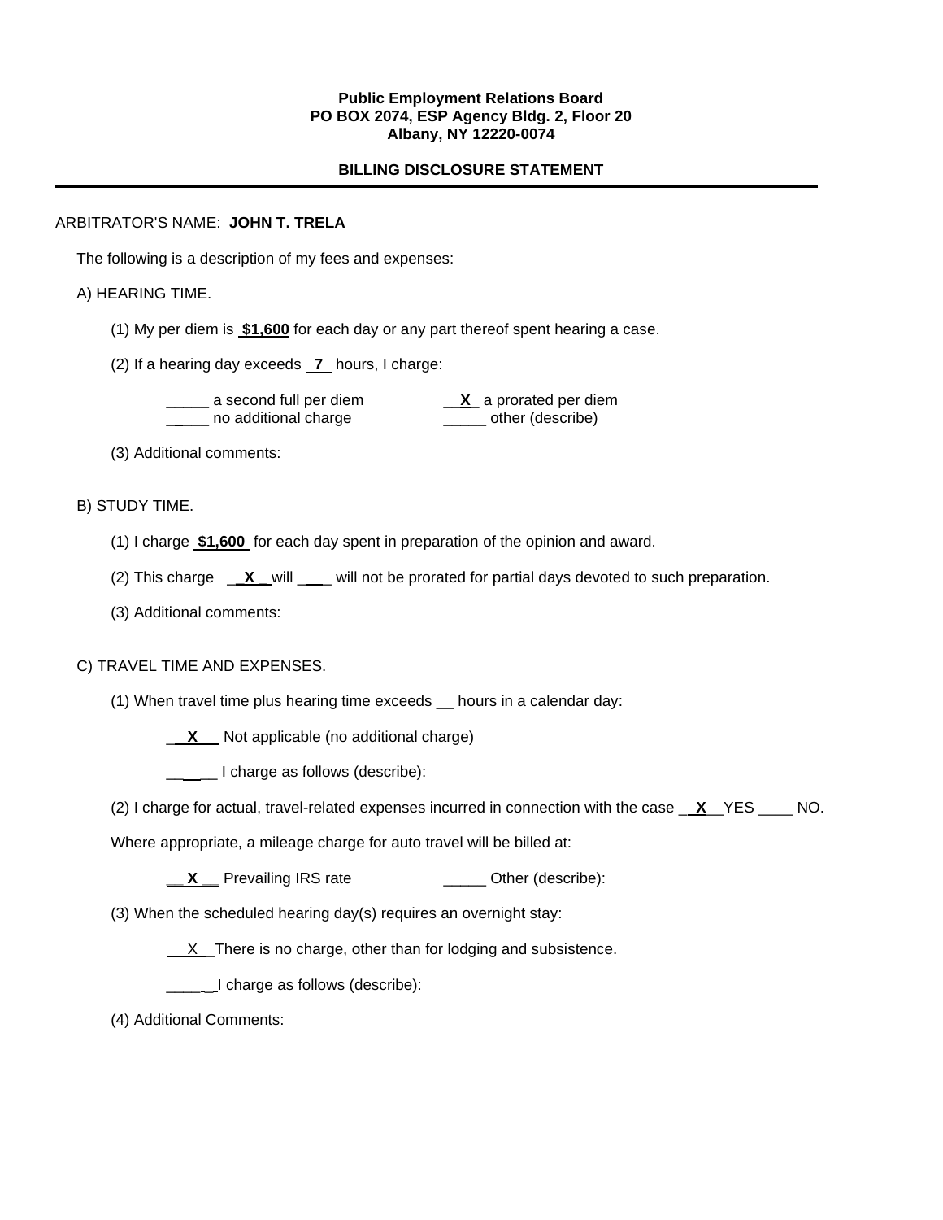**Public Employment Relations Board**
**PO BOX 2074, ESP Agency Bldg. 2, Floor 20**
**Albany, NY 12220-0074**

**BILLING DISCLOSURE STATEMENT**

---

ARBITRATOR'S NAME: **JOHN T. TRELA**

The following is a description of my fees and expenses:

A) HEARING TIME.

(1) My per diem is **$1,600** for each day or any part thereof spent hearing a case.

(2) If a hearing day exceeds **7** hours, I charge:

_____ a second full per diem    __**X**_ a prorated per diem
_____ no additional charge    _____ other (describe)

(3) Additional comments:

B) STUDY TIME.

(1) I charge **$1,600** for each day spent in preparation of the opinion and award.

(2) This charge __**X**__ will ____ will not be prorated for partial days devoted to such preparation.

(3) Additional comments:

C) TRAVEL TIME AND EXPENSES.

(1) When travel time plus hearing time exceeds __ hours in a calendar day:

__**X**__ Not applicable (no additional charge)

_____ I charge as follows (describe):

(2) I charge for actual, travel-related expenses incurred in connection with the case __**X**__ YES ____ NO.

Where appropriate, a mileage charge for auto travel will be billed at:

__**X**__ Prevailing IRS rate    _____ Other (describe):

(3) When the scheduled hearing day(s) requires an overnight stay:

__X__ There is no charge, other than for lodging and subsistence.

_____ I charge as follows (describe):

(4) Additional Comments: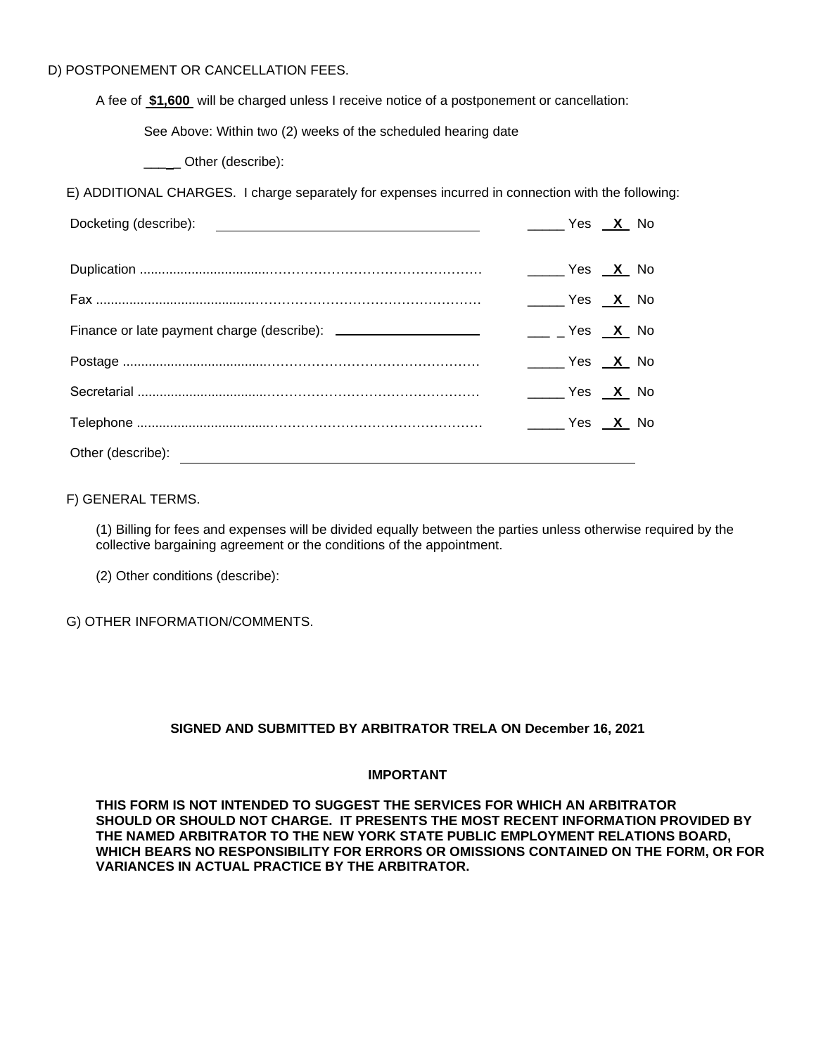D) POSTPONEMENT OR CANCELLATION FEES.

A fee of **$1,600** will be charged unless I receive notice of a postponement or cancellation:

See Above: Within two (2) weeks of the scheduled hearing date

____ Other (describe):

E) ADDITIONAL CHARGES. I charge separately for expenses incurred in connection with the following:

| | |
|---|---|
| Docketing (describe): ____________________ | _____ Yes **X** No |
| Duplication | _____ Yes **X** No |
| Fax | _____ Yes **X** No |
| Finance or late payment charge (describe): ____________ | _____ Yes **X** No |
| Postage | _____ Yes **X** No |
| Secretarial | _____ Yes **X** No |
| Telephone | _____ Yes **X** No |
| Other (describe): ____________________ | |

F) GENERAL TERMS.

(1) Billing for fees and expenses will be divided equally between the parties unless otherwise required by the collective bargaining agreement or the conditions of the appointment.

(2) Other conditions (describe):

G) OTHER INFORMATION/COMMENTS.

**SIGNED AND SUBMITTED BY ARBITRATOR TRELA ON December 16, 2021**

**IMPORTANT**

**THIS FORM IS NOT INTENDED TO SUGGEST THE SERVICES FOR WHICH AN ARBITRATOR SHOULD OR SHOULD NOT CHARGE. IT PRESENTS THE MOST RECENT INFORMATION PROVIDED BY THE NAMED ARBITRATOR TO THE NEW YORK STATE PUBLIC EMPLOYMENT RELATIONS BOARD, WHICH BEARS NO RESPONSIBILITY FOR ERRORS OR OMISSIONS CONTAINED ON THE FORM, OR FOR VARIANCES IN ACTUAL PRACTICE BY THE ARBITRATOR.**